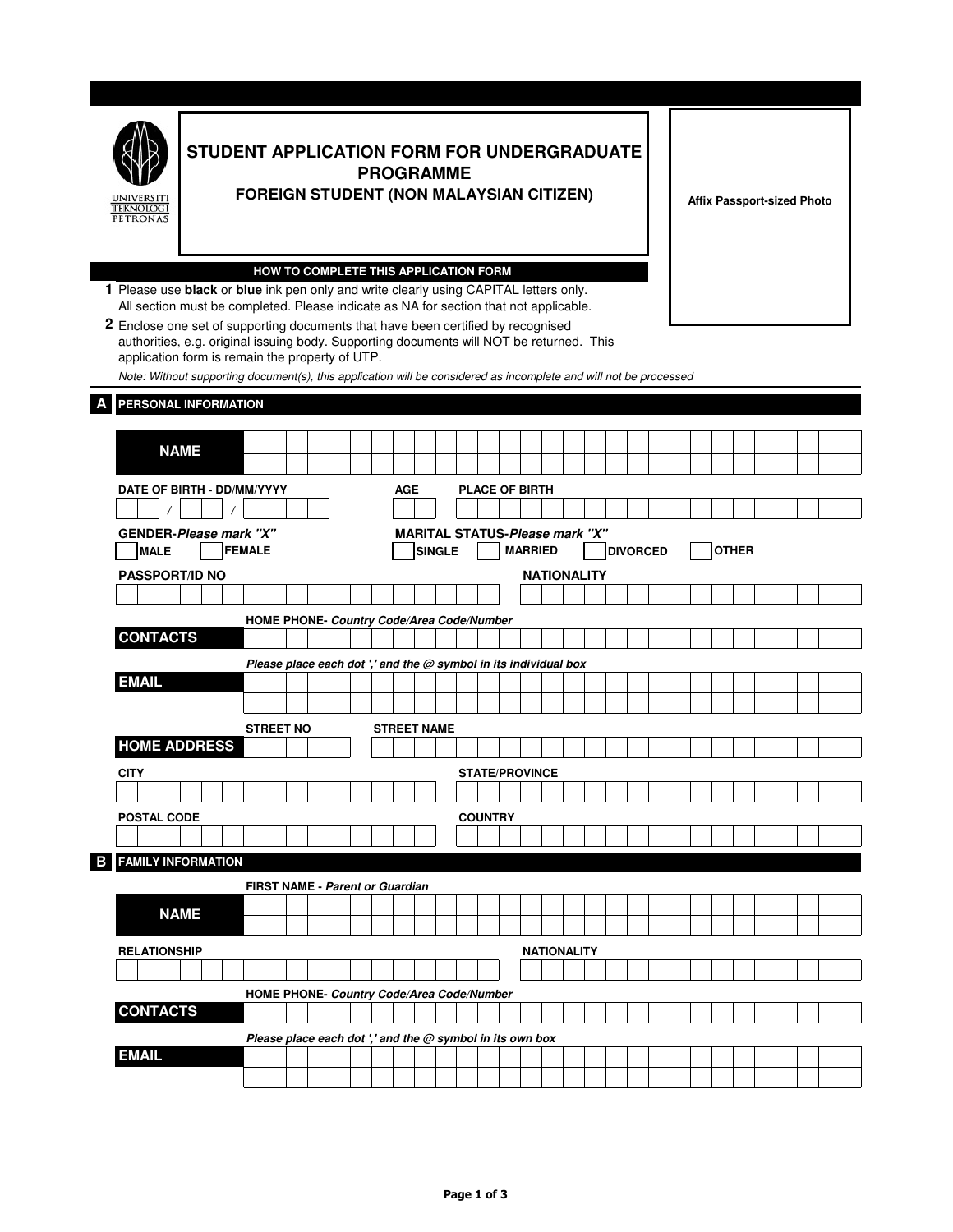# STUDENT APPLICATION FORM FOR UNDERGRADUATE PROGRAMME

## FOREIGN STUDENT (NON MALAYSIAN CITIZEN)

**Affix Passport-sized Photo**

### HOW TO COMPLETE THIS APPLICATION FORM

1. Please use **black** or **blue** ink pen only and write clearly using CAPITAL letters only. All section must be completed. Please indicate as NA for section that not applicable.
2. Enclose one set of supporting documents that have been certified by recognised authorities, e.g. original issuing body. Supporting documents will NOT be returned. This application form is remain the property of UTP.

*Note: Without supporting document(s), this application will be considered as incomplete and will not be processed*

## A PERSONAL INFORMATION

**NAME**

**DATE OF BIRTH - DD/MM/YYYY** ___ / ___ / ______

**AGE**

**PLACE OF BIRTH**

**GENDER-*Please mark "X"***

☐ **MALE** ☐ **FEMALE**

**MARITAL STATUS-*Please mark "X"***

☐ **SINGLE** ☐ **MARRIED** ☐ **DIVORCED** ☐ **OTHER**

**PASSPORT/ID NO**

**NATIONALITY**

**CONTACTS**

**HOME PHONE- *Country Code/Area Code/Number***

**EMAIL**

***Please place each dot '.' and the @ symbol in its individual box***

**HOME ADDRESS**

**STREET NO**

**STREET NAME**

**CITY**

**STATE/PROVINCE**

**POSTAL CODE**

**COUNTRY**

## B FAMILY INFORMATION

**NAME**

**FIRST NAME - *Parent or Guardian***

**RELATIONSHIP**

**NATIONALITY**

**CONTACTS**

**HOME PHONE- *Country Code/Area Code/Number***

**EMAIL**

***Please place each dot '.' and the @ symbol in its own box***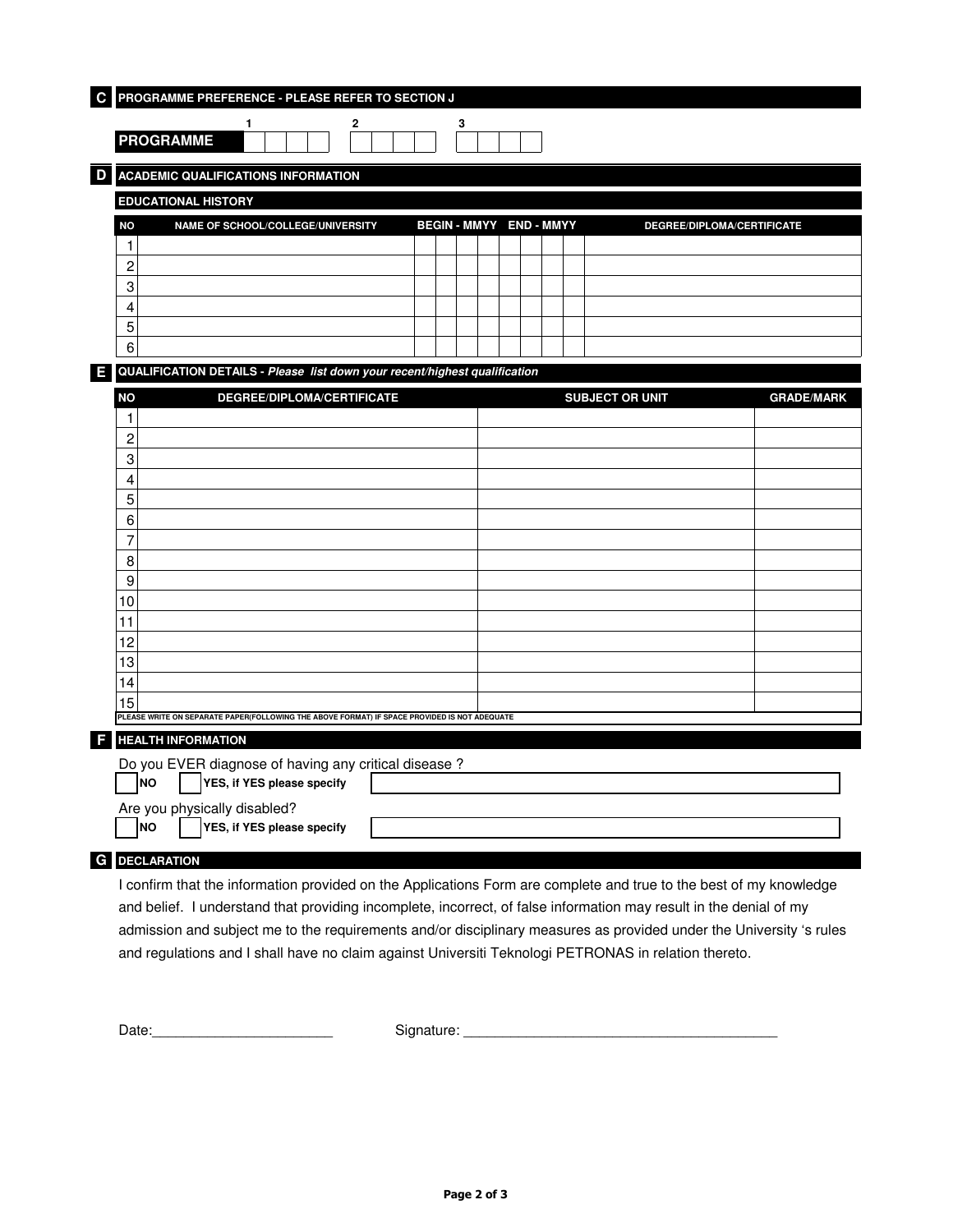## C PROGRAMME PREFERENCE - PLEASE REFER TO SECTION J

| | 1 | 2 | 3 |
|---|---|---|---|
| **PROGRAMME** | | | |

## D ACADEMIC QUALIFICATIONS INFORMATION

### EDUCATIONAL HISTORY

| NO | NAME OF SCHOOL/COLLEGE/UNIVERSITY | BEGIN - MMYY | END - MMYY | DEGREE/DIPLOMA/CERTIFICATE |
|---|---|---|---|---|
| 1 | | | | |
| 2 | | | | |
| 3 | | | | |
| 4 | | | | |
| 5 | | | | |
| 6 | | | | |

## E QUALIFICATION DETAILS - *Please list down your recent/highest qualification*

| NO | DEGREE/DIPLOMA/CERTIFICATE | SUBJECT OR UNIT | GRADE/MARK |
|---|---|---|---|
| 1 | | | |
| 2 | | | |
| 3 | | | |
| 4 | | | |
| 5 | | | |
| 6 | | | |
| 7 | | | |
| 8 | | | |
| 9 | | | |
| 10 | | | |
| 11 | | | |
| 12 | | | |
| 13 | | | |
| 14 | | | |
| 15 | | | |

PLEASE WRITE ON SEPARATE PAPER(FOLLOWING THE ABOVE FORMAT) IF SPACE PROVIDED IS NOT ADEQUATE

## F HEALTH INFORMATION

Do you EVER diagnose of having any critical disease ?

☐ **NO** ☐ **YES, if YES please specify** ____________________

Are you physically disabled?

☐ **NO** ☐ **YES, if YES please specify** ____________________

## G DECLARATION

I confirm that the information provided on the Applications Form are complete and true to the best of my knowledge and belief. I understand that providing incomplete, incorrect, of false information may result in the denial of my admission and subject me to the requirements and/or disciplinary measures as provided under the University 's rules and regulations and I shall have no claim against Universiti Teknologi PETRONAS in relation thereto.

Date:_______________________ Signature: ________________________________________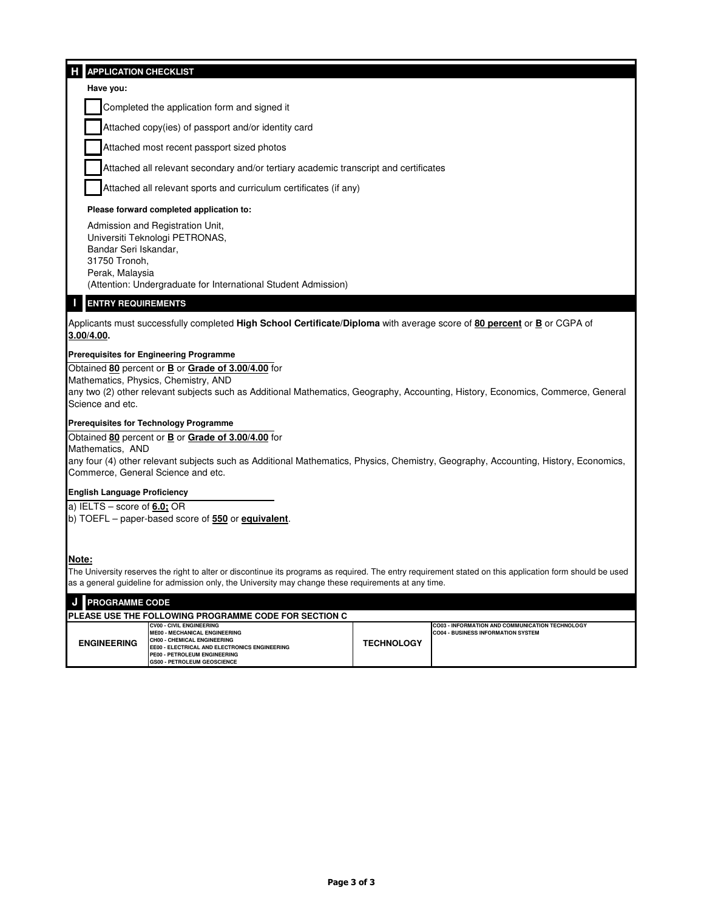## H APPLICATION CHECKLIST

**Have you:**

- ☐ Completed the application form and signed it
- ☐ Attached copy(ies) of passport and/or identity card
- ☐ Attached most recent passport sized photos
- ☐ Attached all relevant secondary and/or tertiary academic transcript and certificates
- ☐ Attached all relevant sports and curriculum certificates (if any)

**Please forward completed application to:**

Admission and Registration Unit,
Universiti Teknologi PETRONAS,
Bandar Seri Iskandar,
31750 Tronoh,
Perak, Malaysia
(Attention: Undergraduate for International Student Admission)

## I ENTRY REQUIREMENTS

Applicants must successfully completed **High School Certificate/Diploma** with average score of **80 percent** or **B** or CGPA of **3.00/4.00.**

**Prerequisites for Engineering Programme**

Obtained **80** percent or **B** or **Grade of 3.00/4.00** for
Mathematics, Physics, Chemistry, AND
any two (2) other relevant subjects such as Additional Mathematics, Geography, Accounting, History, Economics, Commerce, General Science and etc.

**Prerequisites for Technology Programme**

Obtained **80** percent or **B** or **Grade of 3.00/4.00** for
Mathematics, AND
any four (4) other relevant subjects such as Additional Mathematics, Physics, Chemistry, Geography, Accounting, History, Economics, Commerce, General Science and etc.

**English Language Proficiency**

a) IELTS – score of **6.0;** OR
b) TOEFL – paper-based score of **550** or **equivalent**.

**Note:**

The University reserves the right to alter or discontinue its programs as required. The entry requirement stated on this application form should be used as a general guideline for admission only, the University may change these requirements at any time.

## J PROGRAMME CODE

**PLEASE USE THE FOLLOWING PROGRAMME CODE FOR SECTION C**

| | | | |
|---|---|---|---|
| **ENGINEERING** | CV00 - CIVIL ENGINEERING<br>ME00 - MECHANICAL ENGINEERING<br>CH00 - CHEMICAL ENGINEERING<br>EE00 - ELECTRICAL AND ELECTRONICS ENGINEERING<br>PE00 - PETROLEUM ENGINEERING<br>GS00 - PETROLEUM GEOSCIENCE | **TECHNOLOGY** | CO03 - INFORMATION AND COMMUNICATION TECHNOLOGY<br>CO04 - BUSINESS INFORMATION SYSTEM |